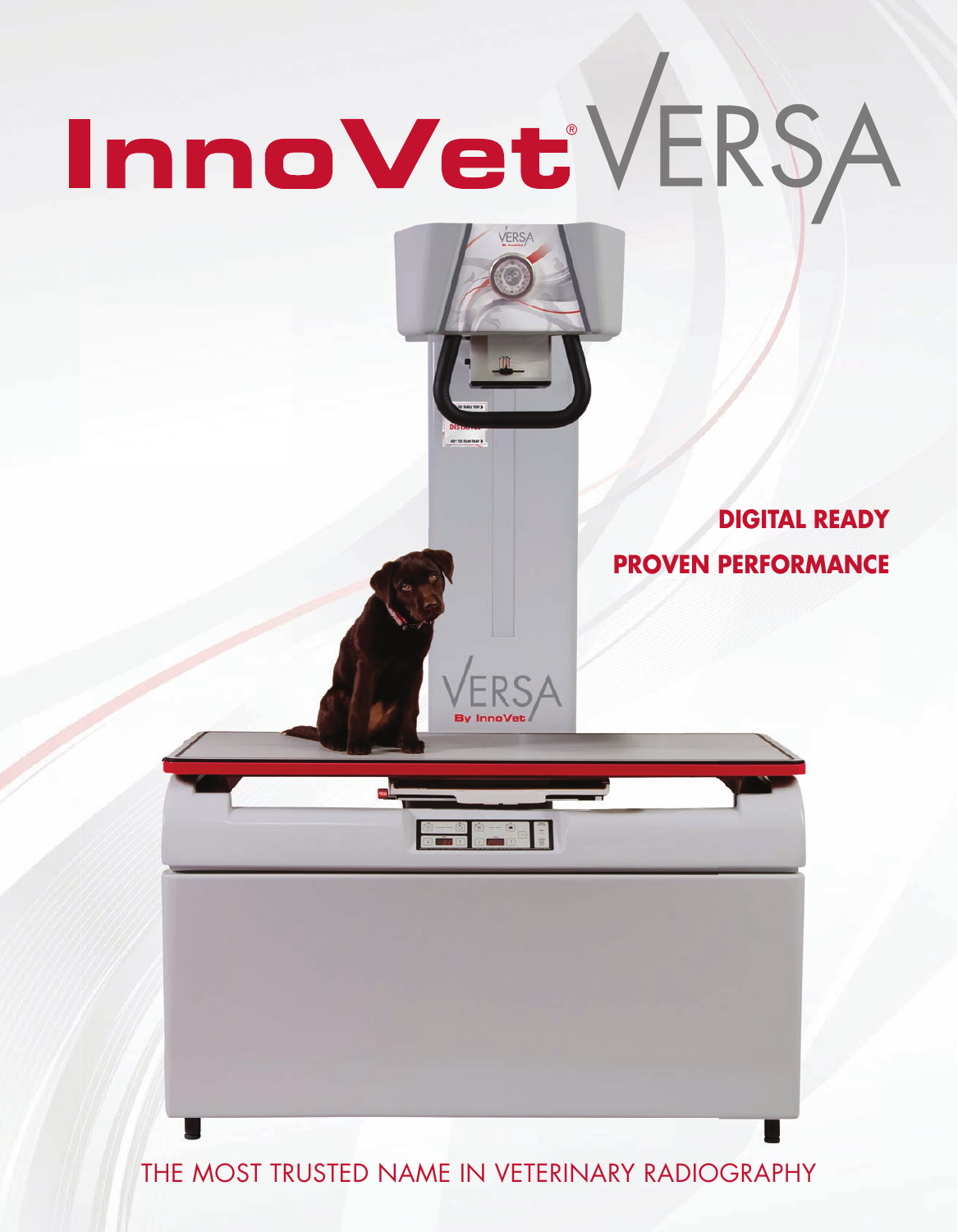# InnoVet® VERSA

**DIGITAL READY**

**PROVEN PERFORMANCE**

THE MOST TRUSTED NAME IN VETERINARY RADIOGRAPHY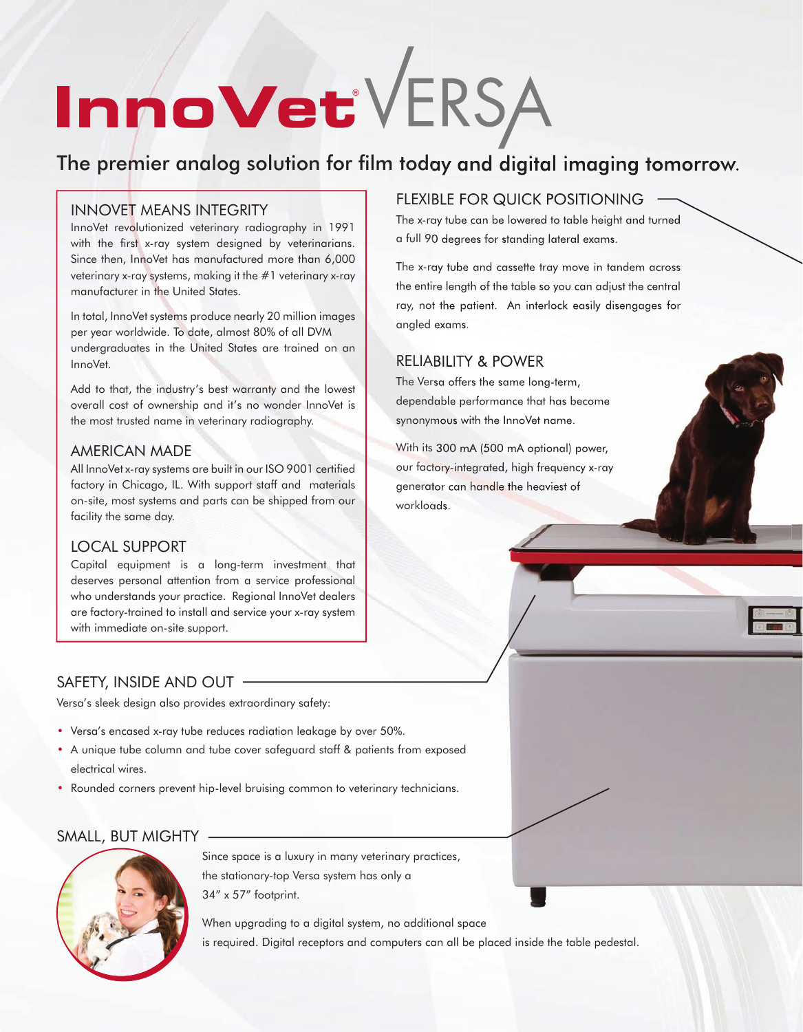# InnoVet® VERSA

## The premier analog solution for film today and digital imaging tomorrow.

### INNOVET MEANS INTEGRITY

InnoVet revolutionized veterinary radiography in 1991 with the first x-ray system designed by veterinarians. Since then, InnoVet has manufactured more than 6,000 veterinary x-ray systems, making it the #1 veterinary x-ray manufacturer in the United States.

In total, InnoVet systems produce nearly 20 million images per year worldwide. To date, almost 80% of all DVM undergraduates in the United States are trained on an InnoVet.

Add to that, the industry's best warranty and the lowest overall cost of ownership and it's no wonder InnoVet is the most trusted name in veterinary radiography.

### AMERICAN MADE

All InnoVet x-ray systems are built in our ISO 9001 certified factory in Chicago, IL. With support staff and materials on-site, most systems and parts can be shipped from our facility the same day.

### LOCAL SUPPORT

Capital equipment is a long-term investment that deserves personal attention from a service professional who understands your practice. Regional InnoVet dealers are factory-trained to install and service your x-ray system with immediate on-site support.

### FLEXIBLE FOR QUICK POSITIONING

The x-ray tube can be lowered to table height and turned a full 90 degrees for standing lateral exams.

The x-ray tube and cassette tray move in tandem across the entire length of the table so you can adjust the central ray, not the patient. An interlock easily disengages for angled exams.

### RELIABILITY & POWER

The Versa offers the same long-term, dependable performance that has become synonymous with the InnoVet name.

With its 300 mA (500 mA optional) power, our factory-integrated, high frequency x-ray generator can handle the heaviest of workloads.

### SAFETY, INSIDE AND OUT

Versa's sleek design also provides extraordinary safety:

- Versa's encased x-ray tube reduces radiation leakage by over 50%.
- A unique tube column and tube cover safeguard staff & patients from exposed electrical wires.
- Rounded corners prevent hip-level bruising common to veterinary technicians.

### SMALL, BUT MIGHTY

Since space is a luxury in many veterinary practices, the stationary-top Versa system has only a 34" x 57" footprint.

When upgrading to a digital system, no additional space is required. Digital receptors and computers can all be placed inside the table pedestal.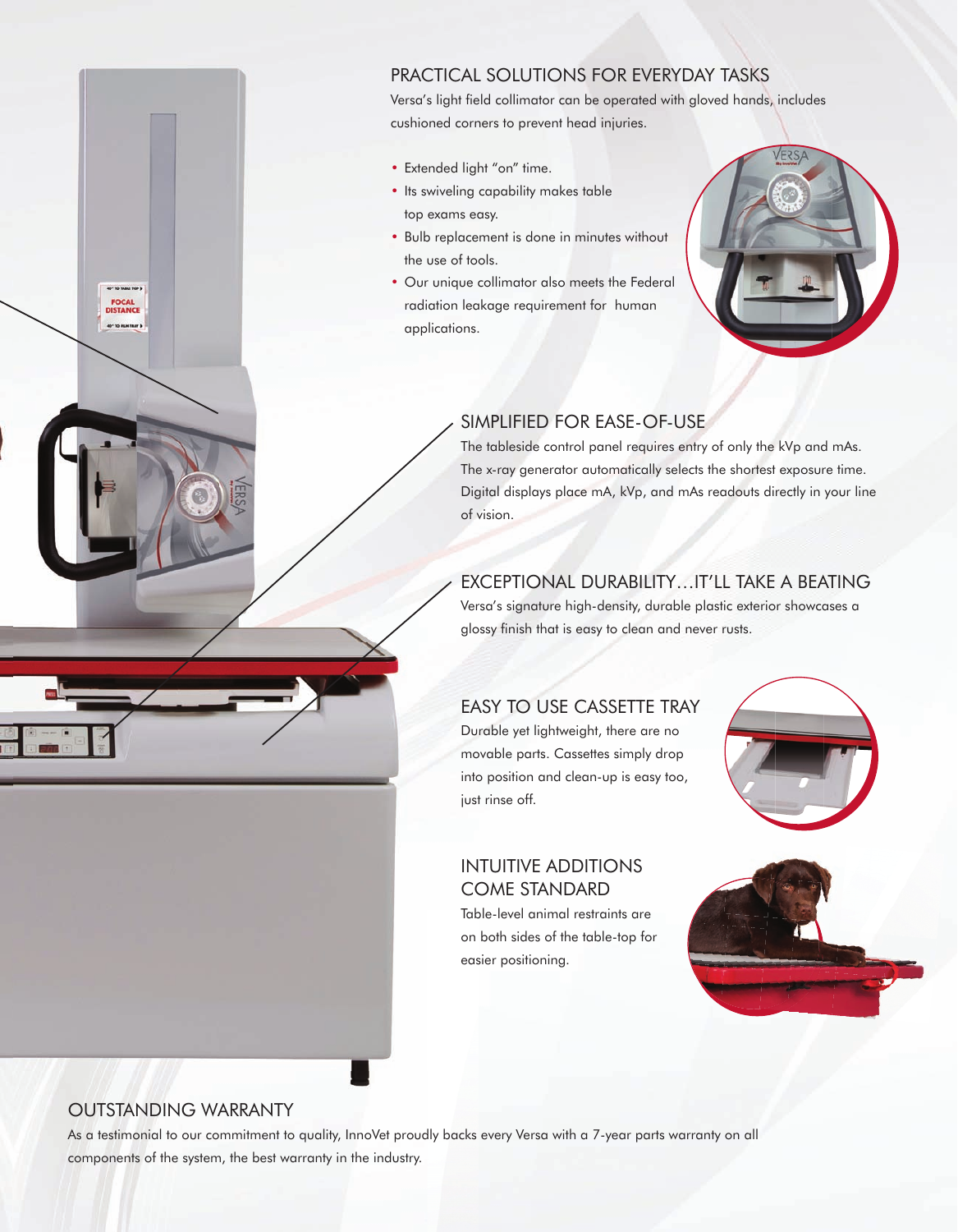## PRACTICAL SOLUTIONS FOR EVERYDAY TASKS

Versa's light field collimator can be operated with gloved hands, includes cushioned corners to prevent head injuries.

- Extended light "on" time.
- Its swiveling capability makes table top exams easy.
- Bulb replacement is done in minutes without the use of tools.
- Our unique collimator also meets the Federal radiation leakage requirement for human applications.

## SIMPLIFIED FOR EASE-OF-USE

The tableside control panel requires entry of only the kVp and mAs. The x-ray generator automatically selects the shortest exposure time. Digital displays place mA, kVp, and mAs readouts directly in your line of vision.

## EXCEPTIONAL DURABILITY…IT'LL TAKE A BEATING

Versa's signature high-density, durable plastic exterior showcases a glossy finish that is easy to clean and never rusts.

## EASY TO USE CASSETTE TRAY

Durable yet lightweight, there are no movable parts. Cassettes simply drop into position and clean-up is easy too, just rinse off.

## INTUITIVE ADDITIONS COME STANDARD

Table-level animal restraints are on both sides of the table-top for easier positioning.

## OUTSTANDING WARRANTY

As a testimonial to our commitment to quality, InnoVet proudly backs every Versa with a 7-year parts warranty on all components of the system, the best warranty in the industry.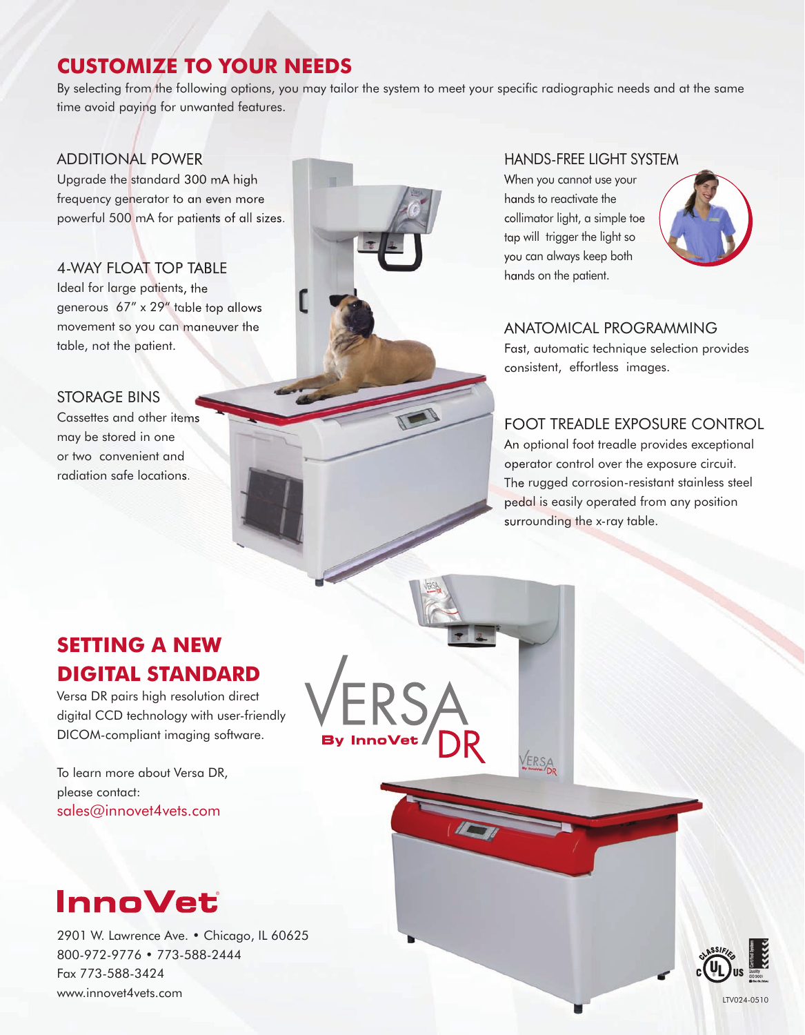## CUSTOMIZE TO YOUR NEEDS

By selecting from the following options, you may tailor the system to meet your specific radiographic needs and at the same time avoid paying for unwanted features.

### ADDITIONAL POWER

Upgrade the standard 300 mA high frequency generator to an even more powerful 500 mA for patients of all sizes.

### 4-WAY FLOAT TOP TABLE

Ideal for large patients, the generous 67" x 29" table top allows movement so you can maneuver the table, not the patient.

### STORAGE BINS

Cassettes and other items may be stored in one or two convenient and radiation safe locations.

### HANDS-FREE LIGHT SYSTEM

When you cannot use your hands to reactivate the collimator light, a simple toe tap will trigger the light so you can always keep both hands on the patient.

### ANATOMICAL PROGRAMMING

Fast, automatic technique selection provides consistent, effortless images.

### FOOT TREADLE EXPOSURE CONTROL

An optional foot treadle provides exceptional operator control over the exposure circuit. The rugged corrosion-resistant stainless steel pedal is easily operated from any position surrounding the x-ray table.

## SETTING A NEW DIGITAL STANDARD

Versa DR pairs high resolution direct digital CCD technology with user-friendly DICOM-compliant imaging software.

To learn more about Versa DR, please contact:
sales@innovet4vets.com

VERSA DR By InnoVet

**InnoVet**

2901 W. Lawrence Ave. • Chicago, IL 60625
800-972-9776 • 773-588-2444
Fax 773-588-3424
www.innovet4vets.com

LTV024-0510